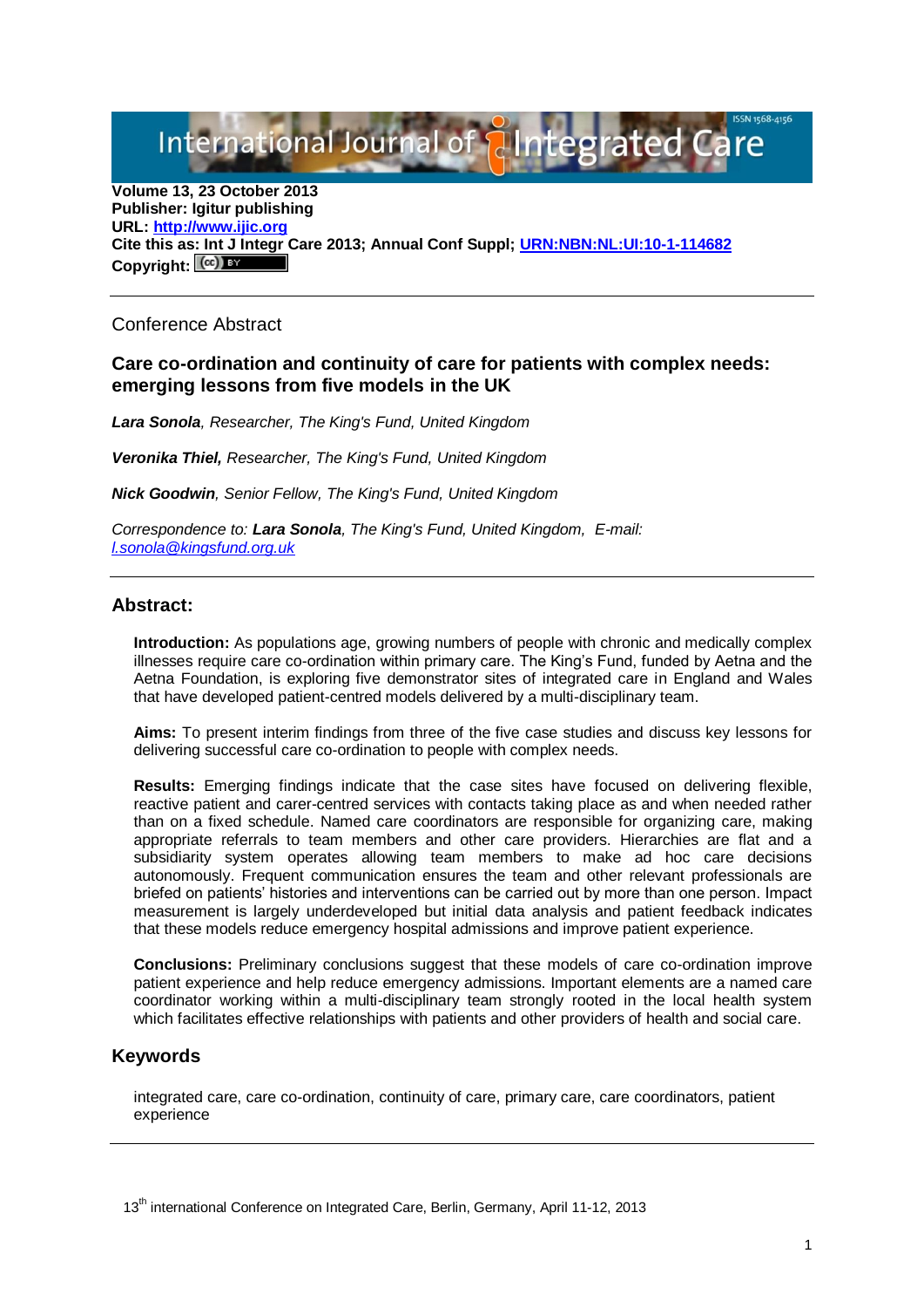**Volume 13, 23 October 2013**
**Publisher: Igitur publishing**
**URL: [http://www.ijic.org](http://www.ijic.org)**
**Cite this as: Int J Integr Care 2013; Annual Conf Suppl; [URN:NBN:NL:UI:10-1-114682](URN:NBN:NL:UI:10-1-114682)**
**Copyright:**

Conference Abstract

## Care co-ordination and continuity of care for patients with complex needs: emerging lessons from five models in the UK

***Lara Sonola**, Researcher, The King's Fund, United Kingdom*

***Veronika Thiel,** Researcher, The King's Fund, United Kingdom*

***Nick Goodwin**, Senior Fellow, The King's Fund, United Kingdom*

*Correspondence to: **Lara Sonola**, The King's Fund, United Kingdom, E-mail: [l.sonola@kingsfund.org.uk](mailto:l.sonola@kingsfund.org.uk)*

---

## Abstract:

**Introduction:** As populations age, growing numbers of people with chronic and medically complex illnesses require care co-ordination within primary care. The King's Fund, funded by Aetna and the Aetna Foundation, is exploring five demonstrator sites of integrated care in England and Wales that have developed patient-centred models delivered by a multi-disciplinary team.

**Aims:** To present interim findings from three of the five case studies and discuss key lessons for delivering successful care co-ordination to people with complex needs.

**Results:** Emerging findings indicate that the case sites have focused on delivering flexible, reactive patient and carer-centred services with contacts taking place as and when needed rather than on a fixed schedule. Named care coordinators are responsible for organizing care, making appropriate referrals to team members and other care providers. Hierarchies are flat and a subsidiarity system operates allowing team members to make ad hoc care decisions autonomously. Frequent communication ensures the team and other relevant professionals are briefed on patients' histories and interventions can be carried out by more than one person. Impact measurement is largely underdeveloped but initial data analysis and patient feedback indicates that these models reduce emergency hospital admissions and improve patient experience.

**Conclusions:** Preliminary conclusions suggest that these models of care co-ordination improve patient experience and help reduce emergency admissions. Important elements are a named care coordinator working within a multi-disciplinary team strongly rooted in the local health system which facilitates effective relationships with patients and other providers of health and social care.

## Keywords

integrated care, care co-ordination, continuity of care, primary care, care coordinators, patient experience

---

13th international Conference on Integrated Care, Berlin, Germany, April 11-12, 2013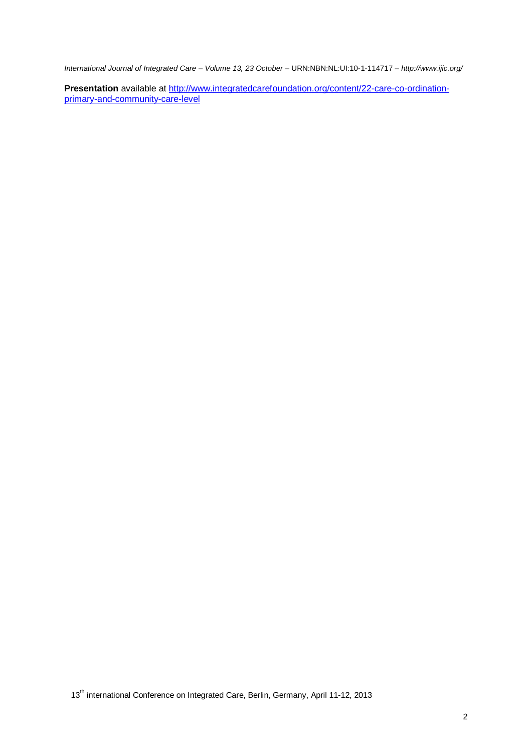**Presentation** available at http://www.integratedcarefoundation.org/content/22-care-co-ordination-primary-and-community-care-level